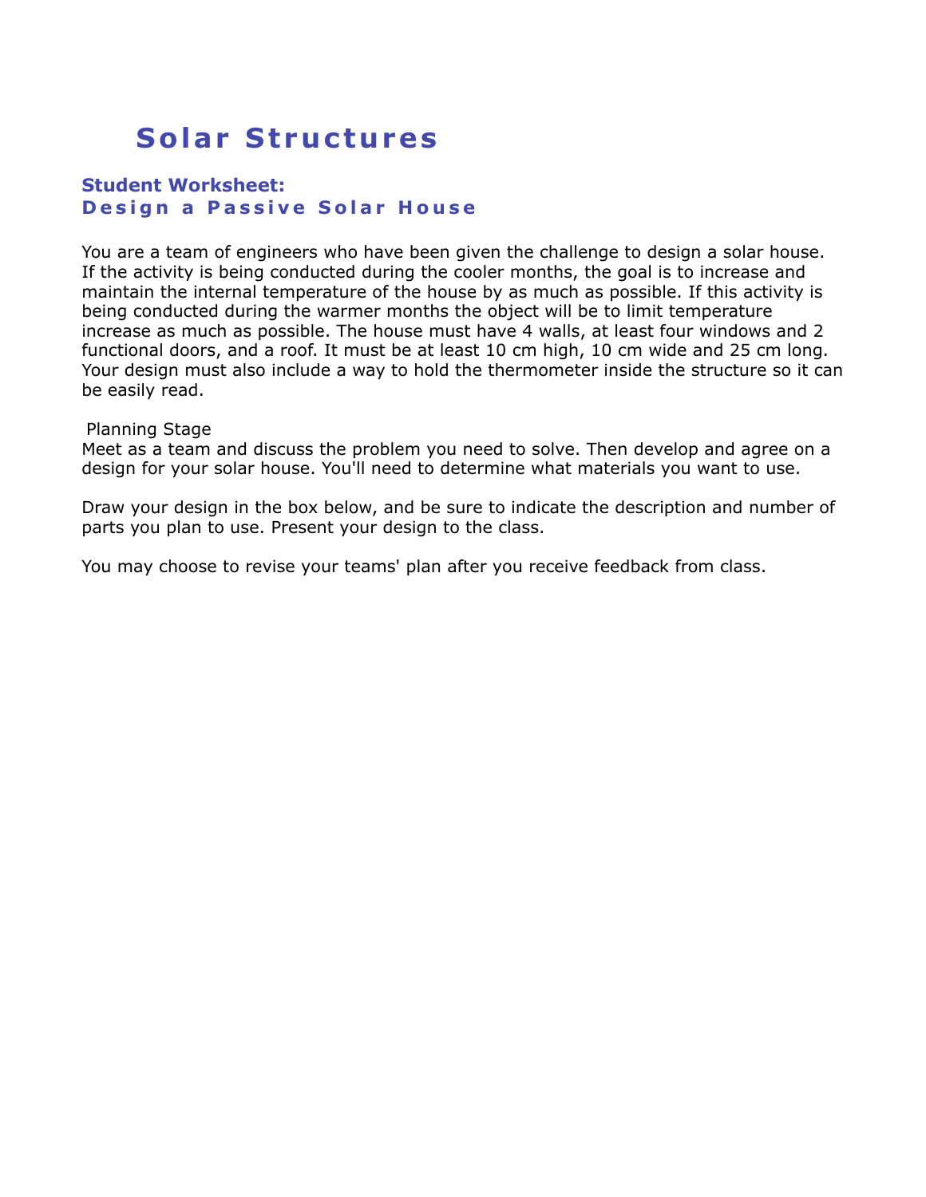# Solar Structures

## Student Worksheet:
## Design a Passive Solar House

You are a team of engineers who have been given the challenge to design a solar house. If the activity is being conducted during the cooler months, the goal is to increase and maintain the internal temperature of the house by as much as possible. If this activity is being conducted during the warmer months the object will be to limit temperature increase as much as possible. The house must have 4 walls, at least four windows and 2 functional doors, and a roof. It must be at least 10 cm high, 10 cm wide and 25 cm long. Your design must also include a way to hold the thermometer inside the structure so it can be easily read.

Planning Stage
Meet as a team and discuss the problem you need to solve. Then develop and agree on a design for your solar house. You'll need to determine what materials you want to use.

Draw your design in the box below, and be sure to indicate the description and number of parts you plan to use. Present your design to the class.

You may choose to revise your teams' plan after you receive feedback from class.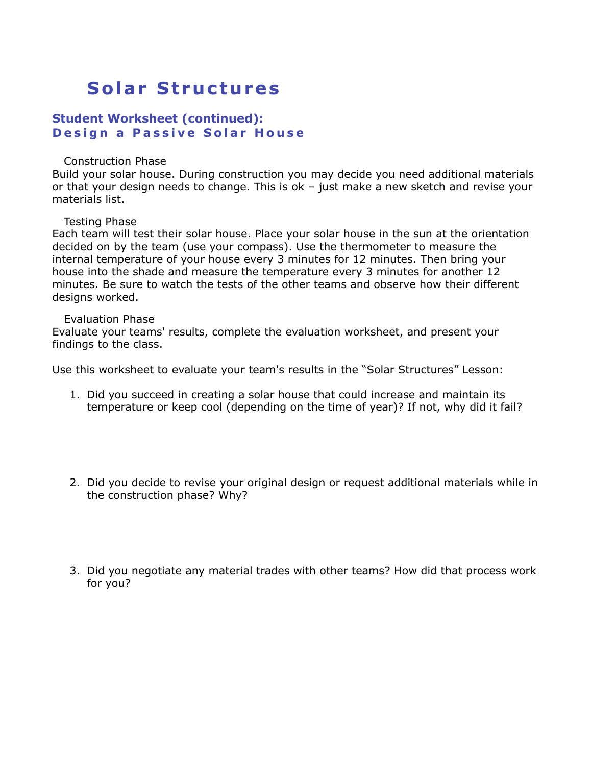# Solar Structures

## Student Worksheet (continued):
## Design a Passive Solar House

Construction Phase

Build your solar house. During construction you may decide you need additional materials or that your design needs to change. This is ok – just make a new sketch and revise your materials list.

Testing Phase

Each team will test their solar house. Place your solar house in the sun at the orientation decided on by the team (use your compass). Use the thermometer to measure the internal temperature of your house every 3 minutes for 12 minutes. Then bring your house into the shade and measure the temperature every 3 minutes for another 12 minutes. Be sure to watch the tests of the other teams and observe how their different designs worked.

Evaluation Phase

Evaluate your teams' results, complete the evaluation worksheet, and present your findings to the class.

Use this worksheet to evaluate your team's results in the "Solar Structures" Lesson:

1. Did you succeed in creating a solar house that could increase and maintain its temperature or keep cool (depending on the time of year)? If not, why did it fail?

2. Did you decide to revise your original design or request additional materials while in the construction phase? Why?

3. Did you negotiate any material trades with other teams? How did that process work for you?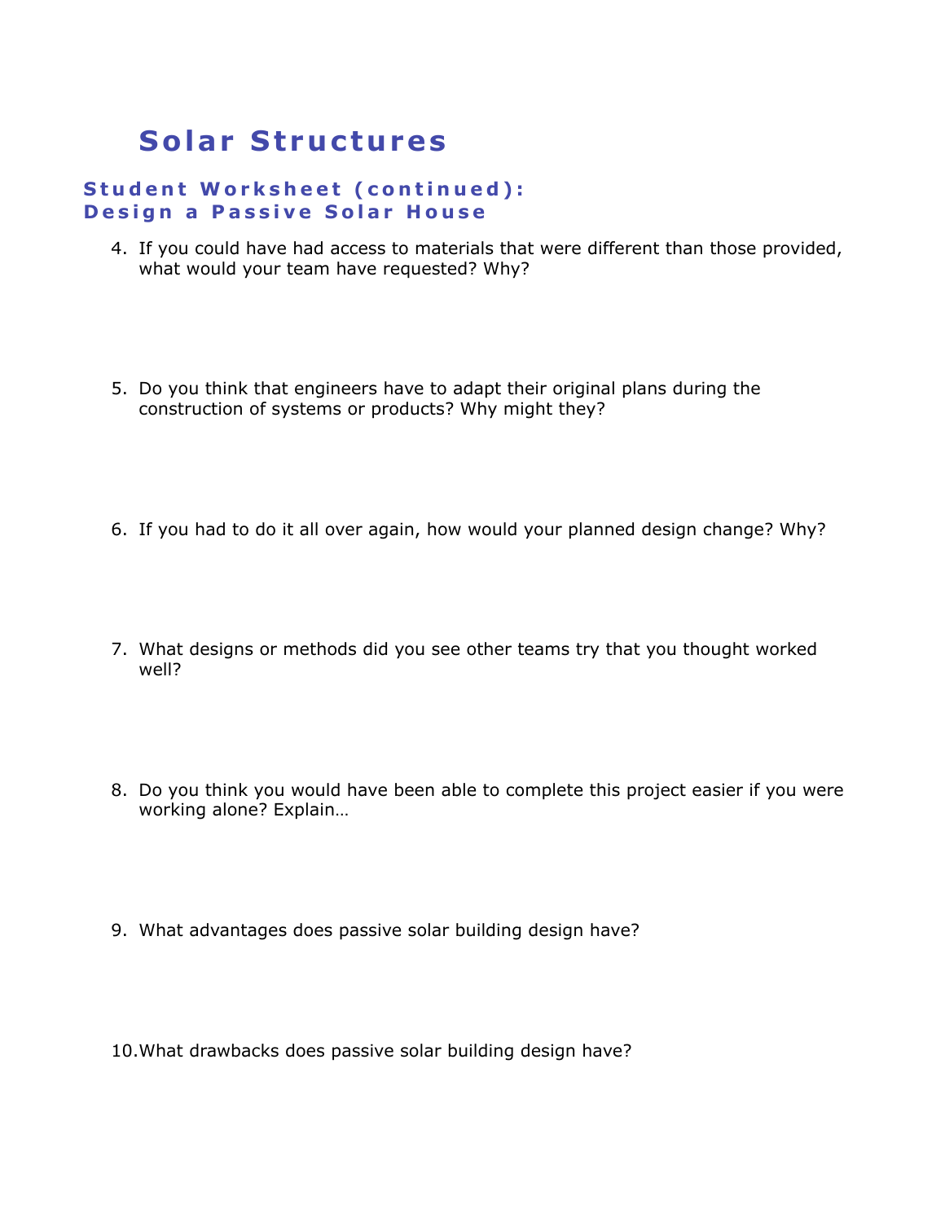# Solar Structures

## Student Worksheet (continued): Design a Passive Solar House

4. If you could have had access to materials that were different than those provided, what would your team have requested? Why?

5. Do you think that engineers have to adapt their original plans during the construction of systems or products? Why might they?

6. If you had to do it all over again, how would your planned design change? Why?

7. What designs or methods did you see other teams try that you thought worked well?

8. Do you think you would have been able to complete this project easier if you were working alone? Explain…

9. What advantages does passive solar building design have?

10. What drawbacks does passive solar building design have?